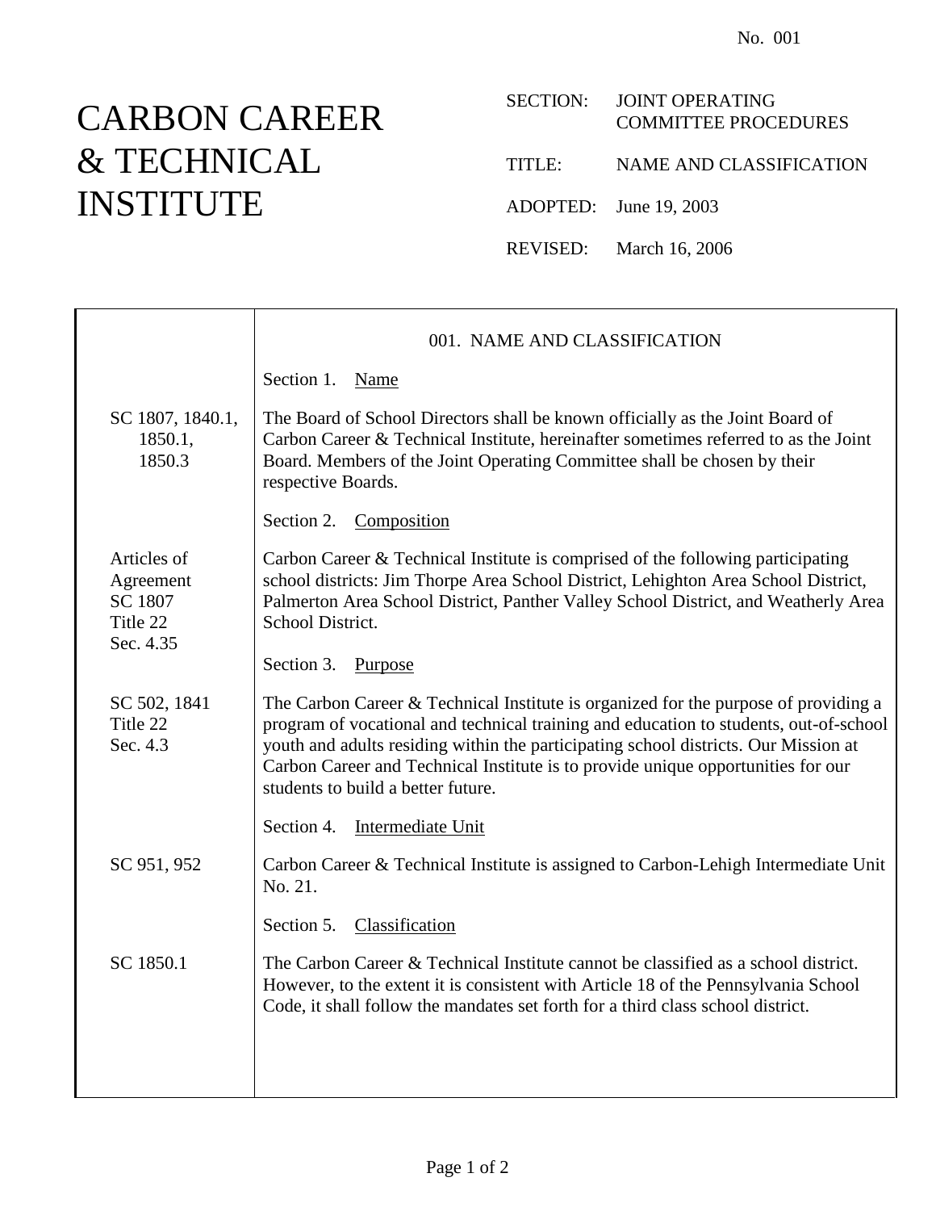No. 001

# CARBON CAREER & TECHNICAL INSTITUTE

SECTION: JOINT OPERATING COMMITTEE PROCEDURES

TITLE: NAME AND CLASSIFICATION

ADOPTED: June 19, 2003

REVISED: March 16, 2006

## 001. NAME AND CLASSIFICATION

### Section 1. Name

SC 1807, 1840.1, 1850.1, 1850.3

The Board of School Directors shall be known officially as the Joint Board of Carbon Career & Technical Institute, hereinafter sometimes referred to as the Joint Board. Members of the Joint Operating Committee shall be chosen by their respective Boards.

### Section 2. Composition

Articles of Agreement
SC 1807
Title 22
Sec. 4.35

Carbon Career & Technical Institute is comprised of the following participating school districts: Jim Thorpe Area School District, Lehighton Area School District, Palmerton Area School District, Panther Valley School District, and Weatherly Area School District.

### Section 3. Purpose

SC 502, 1841
Title 22
Sec. 4.3

The Carbon Career & Technical Institute is organized for the purpose of providing a program of vocational and technical training and education to students, out-of-school youth and adults residing within the participating school districts. Our Mission at Carbon Career and Technical Institute is to provide unique opportunities for our students to build a better future.

### Section 4. Intermediate Unit

SC 951, 952

Carbon Career & Technical Institute is assigned to Carbon-Lehigh Intermediate Unit No. 21.

### Section 5. Classification

SC 1850.1

The Carbon Career & Technical Institute cannot be classified as a school district. However, to the extent it is consistent with Article 18 of the Pennsylvania School Code, it shall follow the mandates set forth for a third class school district.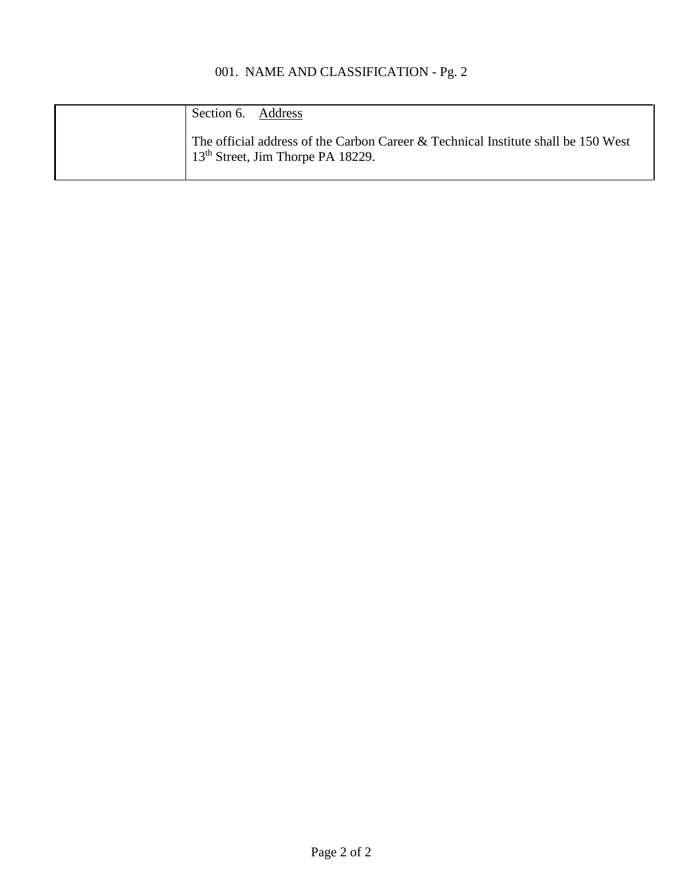| | |
|---|---|
| | Section 6. Address<br><br>The official address of the Carbon Career & Technical Institute shall be 150 West 13th Street, Jim Thorpe PA 18229. |